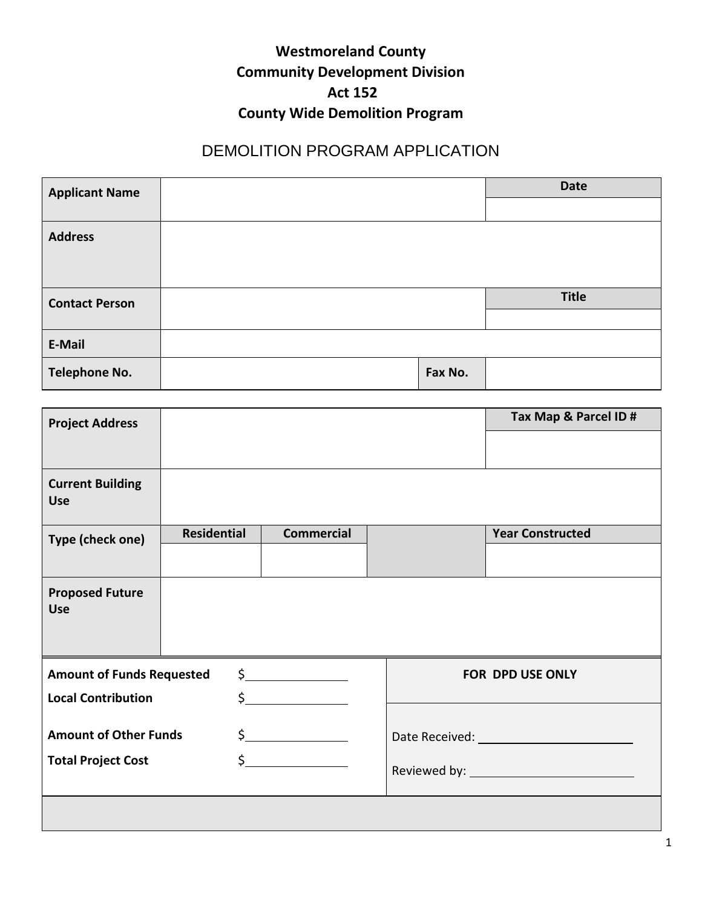**Westmoreland County**
**Community Development Division**
**Act 152**
**County Wide Demolition Program**

# DEMOLITION PROGRAM APPLICATION

| | | | |
|---|---|---|---|
| **Applicant Name** | | | **Date** |
| **Address** | | | |
| **Contact Person** | | | **Title** |
| **E-Mail** | | | |
| **Telephone No.** | | **Fax No.** | |

| | | | | |
|---|---|---|---|---|
| **Project Address** | | | | **Tax Map & Parcel ID #** |
| **Current Building Use** | | | | |
| **Type (check one)** | **Residential** | **Commercial** | | **Year Constructed** |
| **Proposed Future Use** | | | | |

| | |
|---|---|
| **Amount of Funds Requested** $________ | **FOR DPD USE ONLY** |
| **Local Contribution** $________ | |
| **Amount of Other Funds** $________ | Date Received: ________ |
| **Total Project Cost** $________ | Reviewed by: ________ |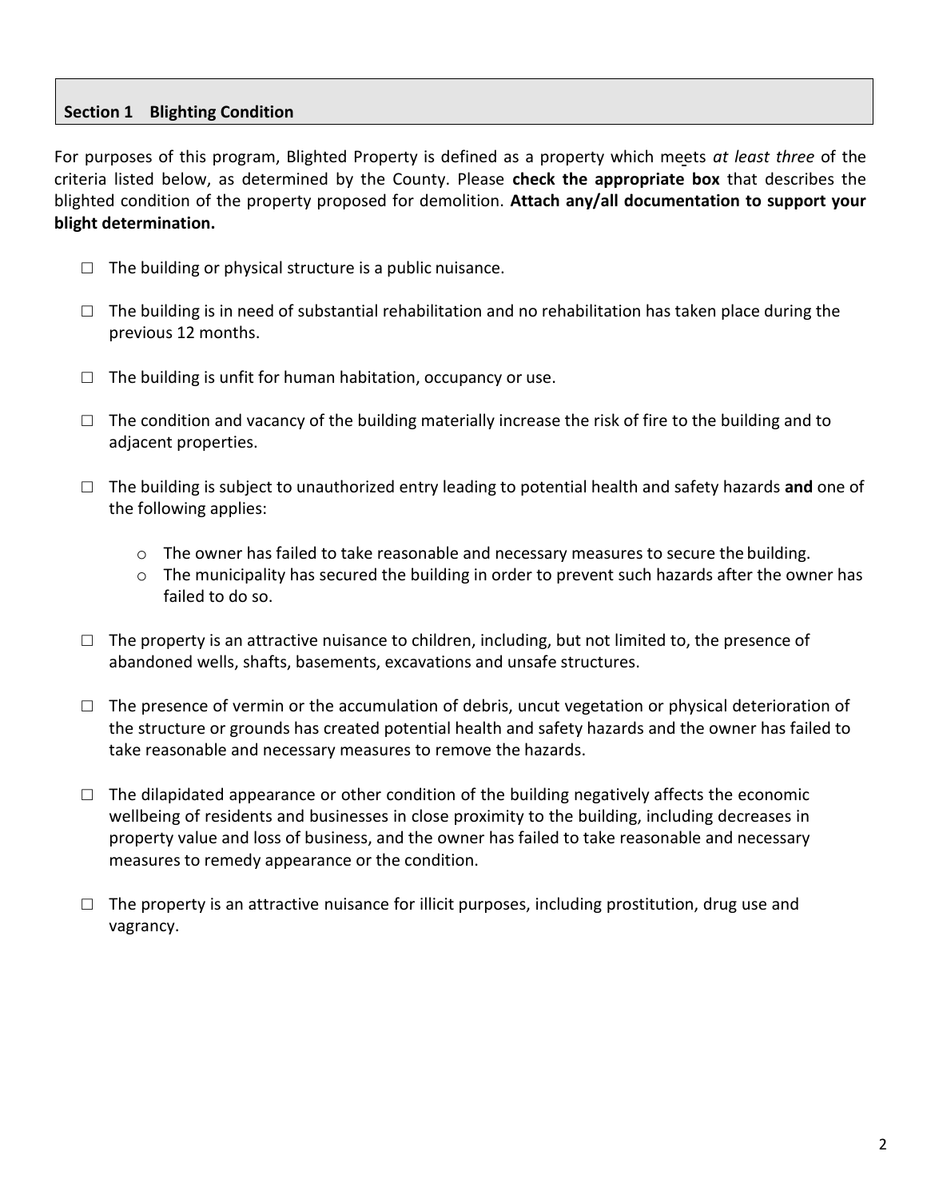## Section 1 Blighting Condition

For purposes of this program, Blighted Property is defined as a property which meets *at least three* of the criteria listed below, as determined by the County. Please **check the appropriate box** that describes the blighted condition of the property proposed for demolition. **Attach any/all documentation to support your blight determination.**

- ☐ The building or physical structure is a public nuisance.
- ☐ The building is in need of substantial rehabilitation and no rehabilitation has taken place during the previous 12 months.
- ☐ The building is unfit for human habitation, occupancy or use.
- ☐ The condition and vacancy of the building materially increase the risk of fire to the building and to adjacent properties.
- ☐ The building is subject to unauthorized entry leading to potential health and safety hazards **and** one of the following applies:
  - The owner has failed to take reasonable and necessary measures to secure the building.
  - The municipality has secured the building in order to prevent such hazards after the owner has failed to do so.
- ☐ The property is an attractive nuisance to children, including, but not limited to, the presence of abandoned wells, shafts, basements, excavations and unsafe structures.
- ☐ The presence of vermin or the accumulation of debris, uncut vegetation or physical deterioration of the structure or grounds has created potential health and safety hazards and the owner has failed to take reasonable and necessary measures to remove the hazards.
- ☐ The dilapidated appearance or other condition of the building negatively affects the economic wellbeing of residents and businesses in close proximity to the building, including decreases in property value and loss of business, and the owner has failed to take reasonable and necessary measures to remedy appearance or the condition.
- ☐ The property is an attractive nuisance for illicit purposes, including prostitution, drug use and vagrancy.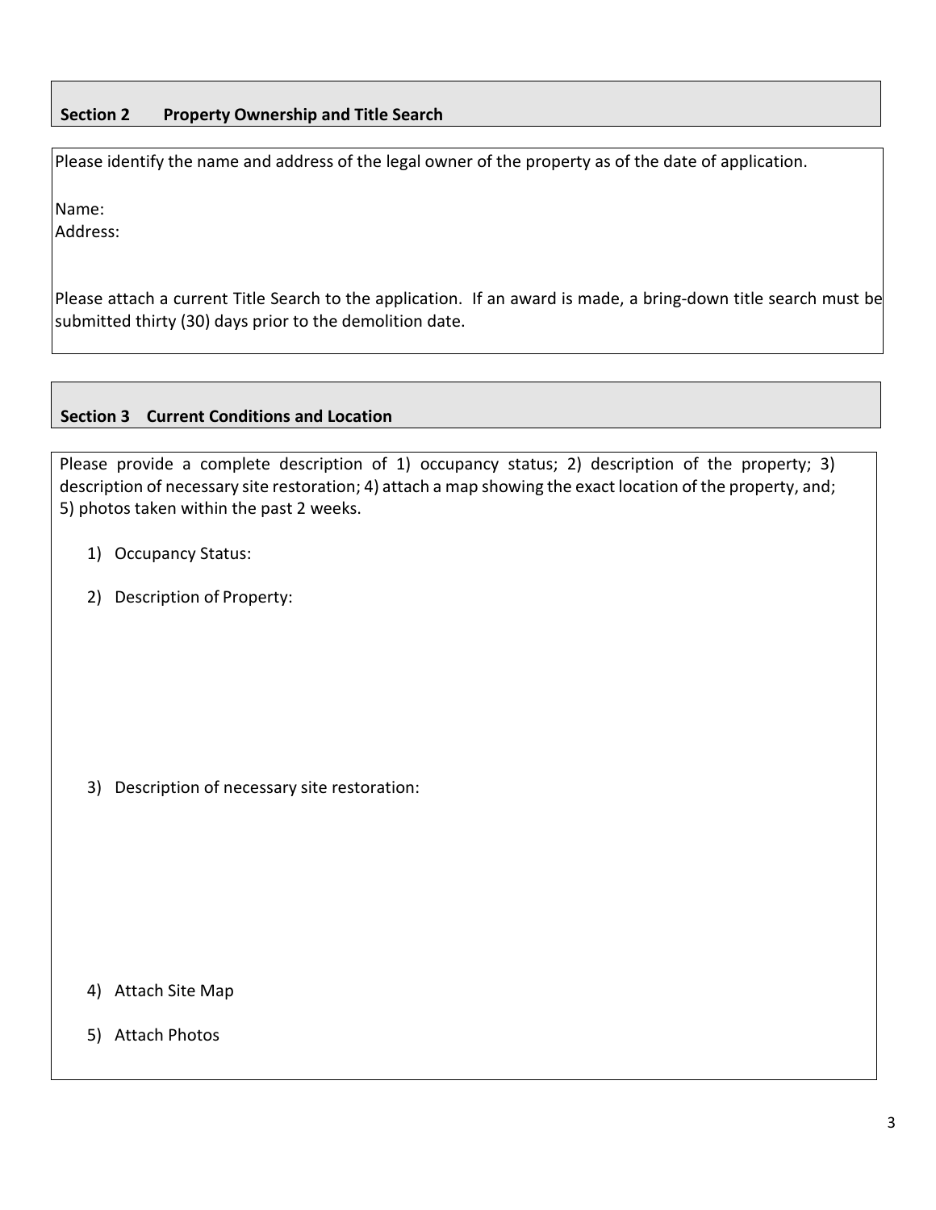## Section 2 Property Ownership and Title Search

Please identify the name and address of the legal owner of the property as of the date of application.

Name:

Address:

Please attach a current Title Search to the application. If an award is made, a bring-down title search must be submitted thirty (30) days prior to the demolition date.

## Section 3 Current Conditions and Location

Please provide a complete description of 1) occupancy status; 2) description of the property; 3) description of necessary site restoration; 4) attach a map showing the exact location of the property, and; 5) photos taken within the past 2 weeks.

1) Occupancy Status:

2) Description of Property:

3) Description of necessary site restoration:

4) Attach Site Map

5) Attach Photos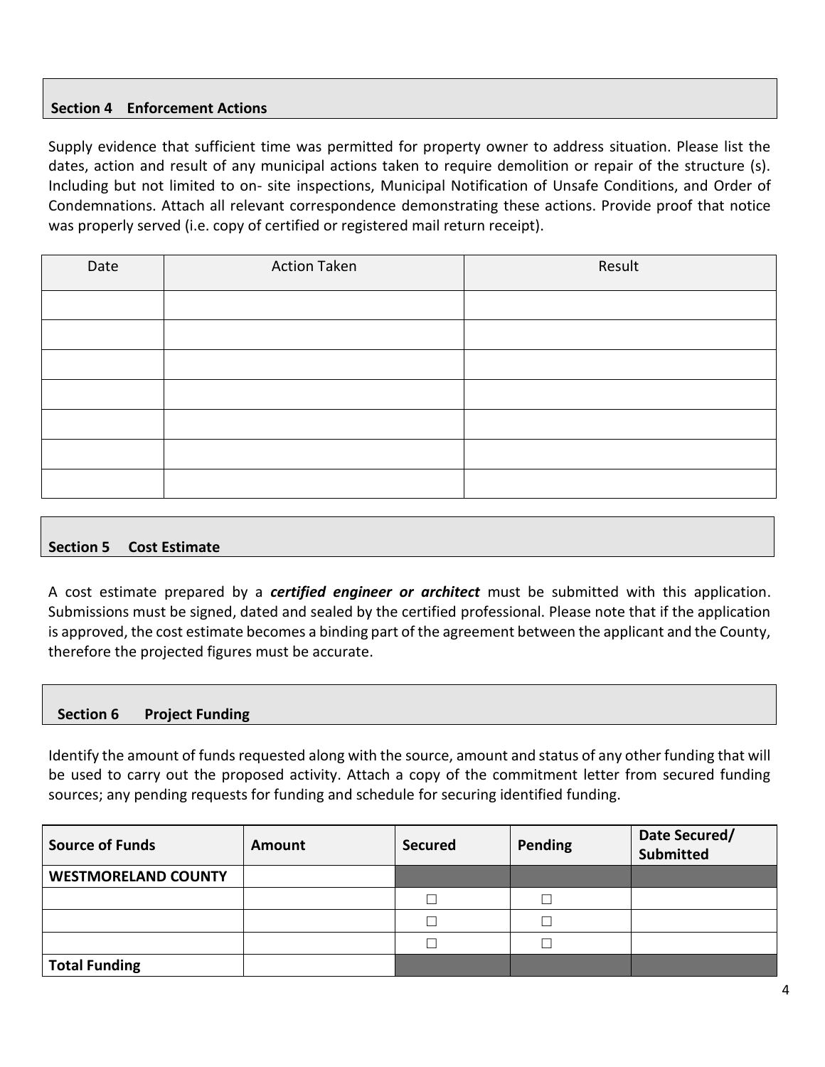## Section 4 Enforcement Actions

Supply evidence that sufficient time was permitted for property owner to address situation. Please list the dates, action and result of any municipal actions taken to require demolition or repair of the structure (s). Including but not limited to on- site inspections, Municipal Notification of Unsafe Conditions, and Order of Condemnations. Attach all relevant correspondence demonstrating these actions. Provide proof that notice was properly served (i.e. copy of certified or registered mail return receipt).

| Date | Action Taken | Result |
|---|---|---|
| | | |
| | | |
| | | |
| | | |
| | | |
| | | |
| | | |

## Section 5 Cost Estimate

A cost estimate prepared by a ***certified engineer or architect*** must be submitted with this application. Submissions must be signed, dated and sealed by the certified professional. Please note that if the application is approved, the cost estimate becomes a binding part of the agreement between the applicant and the County, therefore the projected figures must be accurate.

## Section 6 Project Funding

Identify the amount of funds requested along with the source, amount and status of any other funding that will be used to carry out the proposed activity. Attach a copy of the commitment letter from secured funding sources; any pending requests for funding and schedule for securing identified funding.

| **Source of Funds** | **Amount** | **Secured** | **Pending** | **Date Secured/ Submitted** |
|---|---|---|---|---|
| **WESTMORELAND COUNTY** | | | | |
| | | ☐ | ☐ | |
| | | ☐ | ☐ | |
| | | ☐ | ☐ | |
| **Total Funding** | | | | |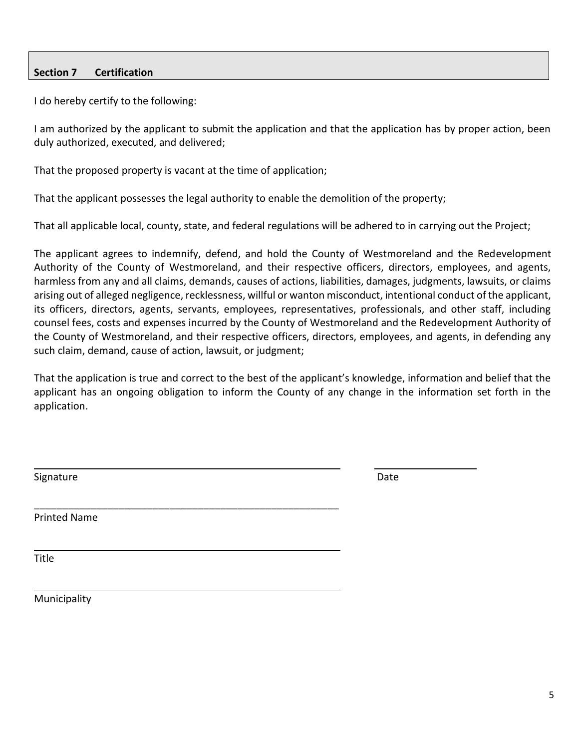## Section 7 Certification

I do hereby certify to the following:

I am authorized by the applicant to submit the application and that the application has by proper action, been duly authorized, executed, and delivered;

That the proposed property is vacant at the time of application;

That the applicant possesses the legal authority to enable the demolition of the property;

That all applicable local, county, state, and federal regulations will be adhered to in carrying out the Project;

The applicant agrees to indemnify, defend, and hold the County of Westmoreland and the Redevelopment Authority of the County of Westmoreland, and their respective officers, directors, employees, and agents, harmless from any and all claims, demands, causes of actions, liabilities, damages, judgments, lawsuits, or claims arising out of alleged negligence, recklessness, willful or wanton misconduct, intentional conduct of the applicant, its officers, directors, agents, servants, employees, representatives, professionals, and other staff, including counsel fees, costs and expenses incurred by the County of Westmoreland and the Redevelopment Authority of the County of Westmoreland, and their respective officers, directors, employees, and agents, in defending any such claim, demand, cause of action, lawsuit, or judgment;

That the application is true and correct to the best of the applicant's knowledge, information and belief that the applicant has an ongoing obligation to inform the County of any change in the information set forth in the application.

______________________________________________________ ____________________

Signature Date

______________________________________________________

Printed Name

______________________________________________________

Title

______________________________________________________

Municipality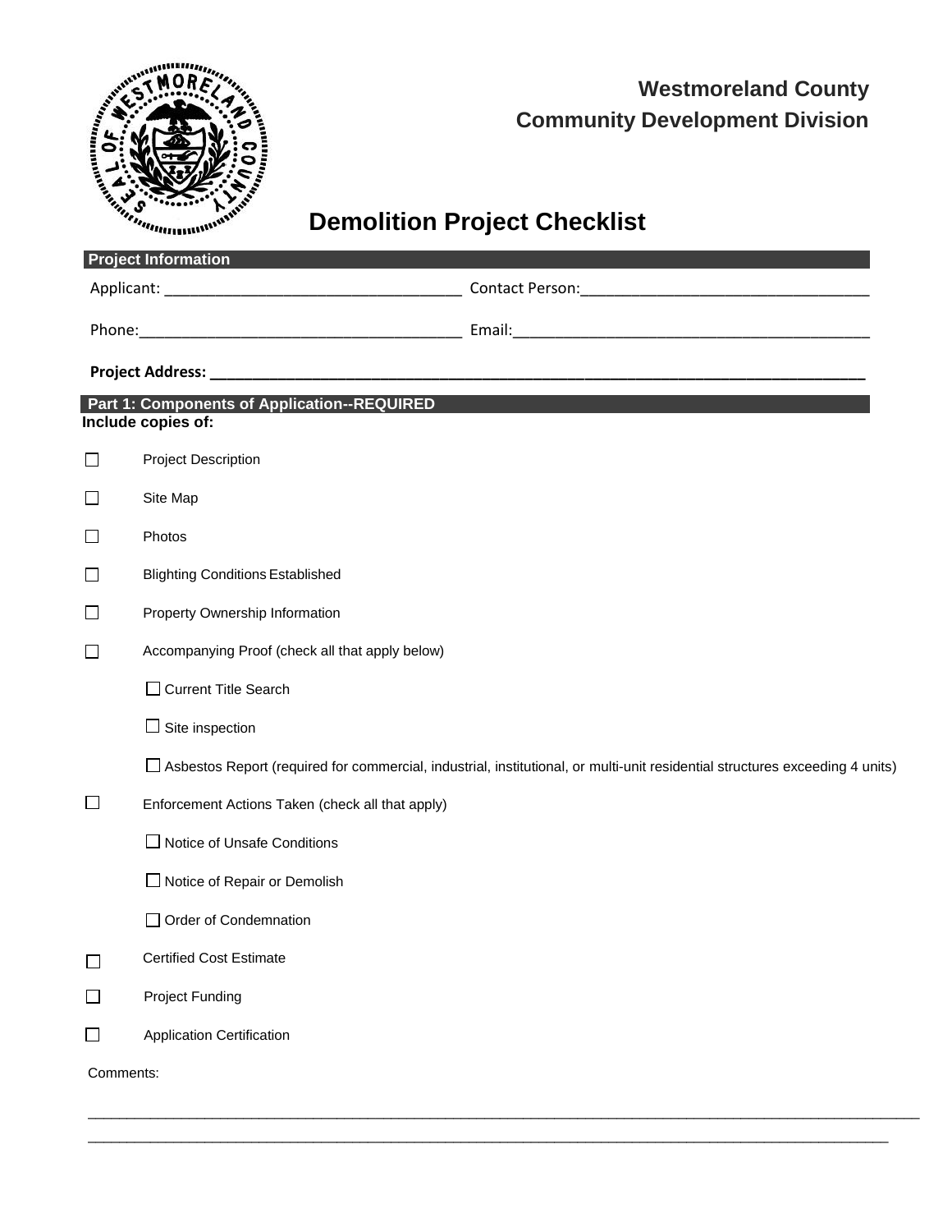Westmoreland County
Community Development Division

# Demolition Project Checklist

## Project Information

Applicant: ___________________________________ Contact Person:_________________________________

Phone:_______________________________________ Email:__________________________________________

**Project Address: ___________________________________________________________________________**

## Part 1: Components of Application--REQUIRED

**Include copies of:**

- ☐ Project Description
- ☐ Site Map
- ☐ Photos
- ☐ Blighting Conditions Established
- ☐ Property Ownership Information
- ☐ Accompanying Proof (check all that apply below)
  - ☐ Current Title Search
  - ☐ Site inspection
  - ☐ Asbestos Report (required for commercial, industrial, institutional, or multi-unit residential structures exceeding 4 units)
- ☐ Enforcement Actions Taken (check all that apply)
  - ☐ Notice of Unsafe Conditions
  - ☐ Notice of Repair or Demolish
  - ☐ Order of Condemnation
- ☐ Certified Cost Estimate
- ☐ Project Funding
- ☐ Application Certification

Comments:

_____________________________________________________________________________________________

_____________________________________________________________________________________________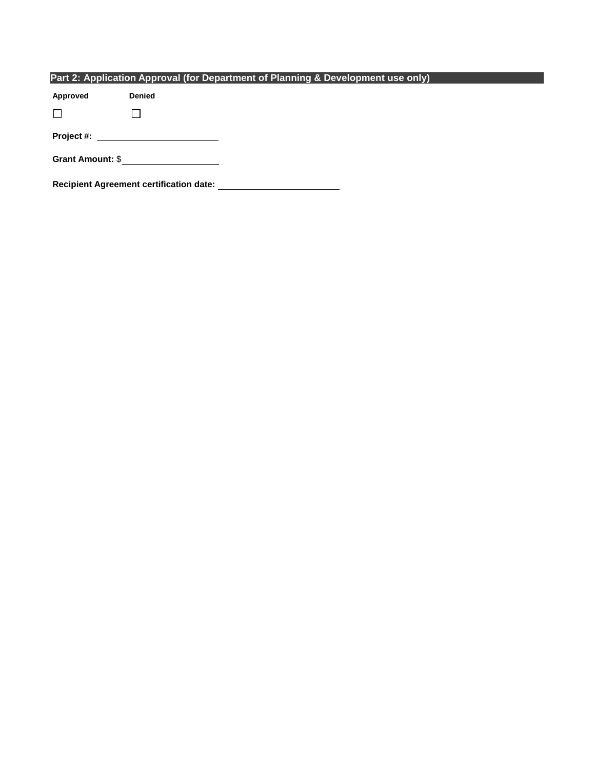## Part 2: Application Approval (for Department of Planning & Development use only)

| Approved | Denied |
| --- | --- |
| ☐ | ☐ |

**Project #:** \_\_\_\_\_\_\_\_\_\_\_\_\_\_\_\_\_\_\_\_\_\_\_\_

**Grant Amount:** $\_\_\_\_\_\_\_\_\_\_\_\_\_\_\_\_\_\_\_\_

**Recipient Agreement certification date:** \_\_\_\_\_\_\_\_\_\_\_\_\_\_\_\_\_\_\_\_\_\_\_\_